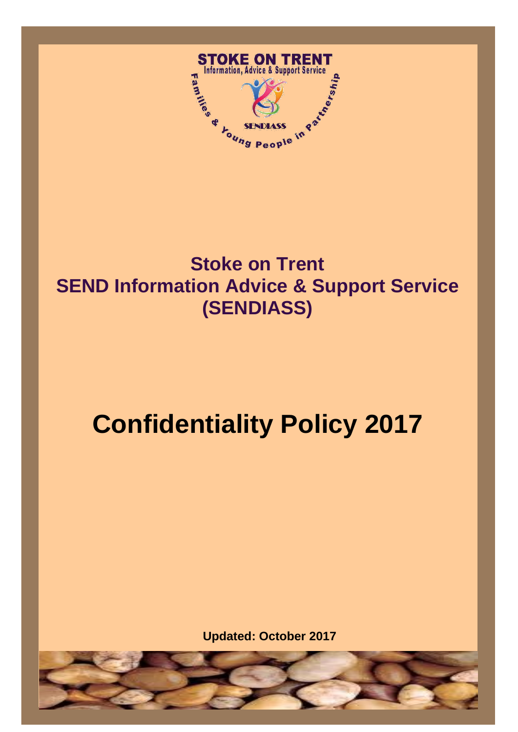STOKE ON TRENT
Information, Advice & Support Service

Families & Young People in Partnership

SENDIASS

# Stoke on Trent
# SEND Information Advice & Support Service
# (SENDIASS)

# Confidentiality Policy 2017

**Updated: October 2017**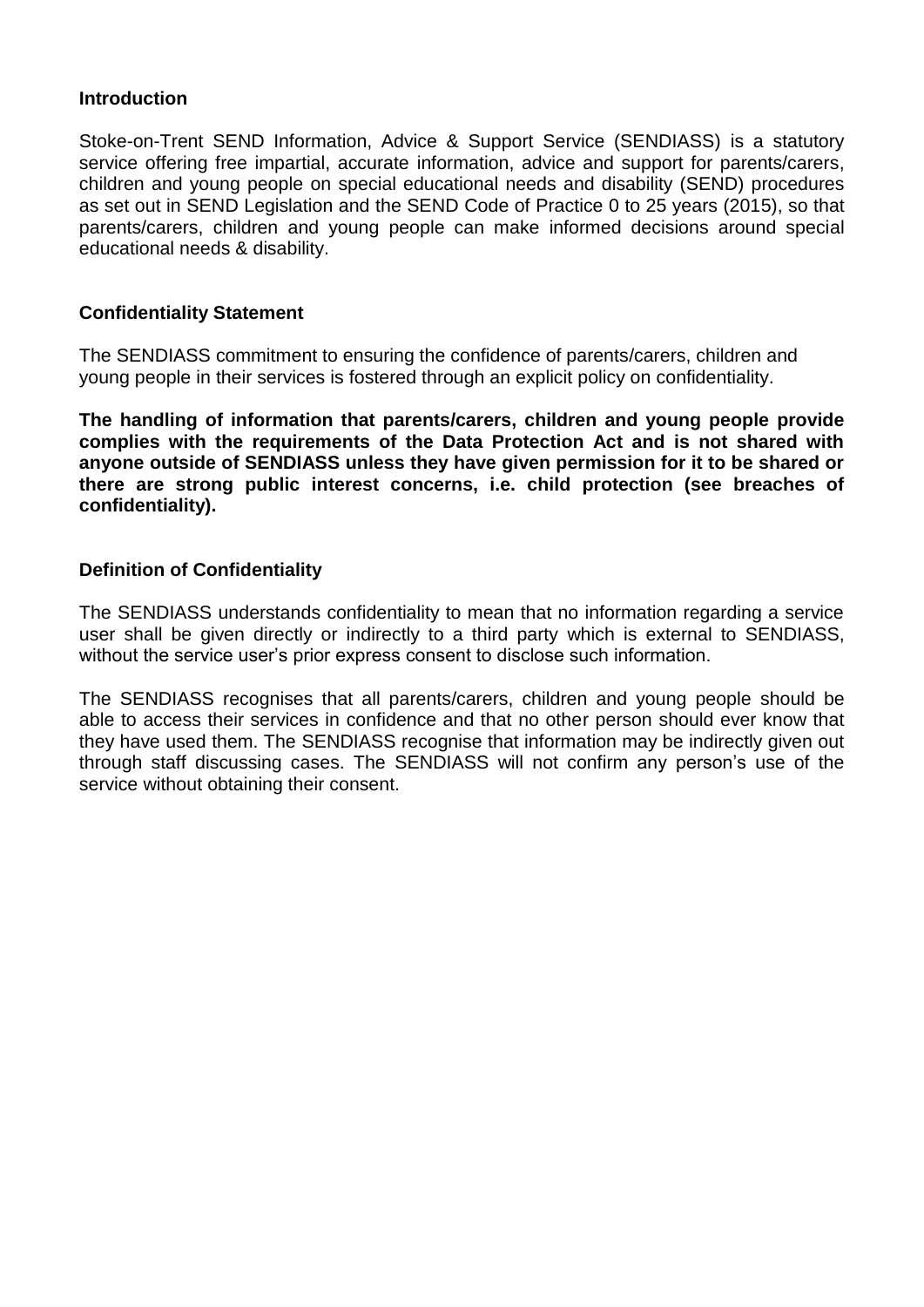## Introduction

Stoke-on-Trent SEND Information, Advice & Support Service (SENDIASS) is a statutory service offering free impartial, accurate information, advice and support for parents/carers, children and young people on special educational needs and disability (SEND) procedures as set out in SEND Legislation and the SEND Code of Practice 0 to 25 years (2015), so that parents/carers, children and young people can make informed decisions around special educational needs & disability.

## Confidentiality Statement

The SENDIASS commitment to ensuring the confidence of parents/carers, children and young people in their services is fostered through an explicit policy on confidentiality.

**The handling of information that parents/carers, children and young people provide complies with the requirements of the Data Protection Act and is not shared with anyone outside of SENDIASS unless they have given permission for it to be shared or there are strong public interest concerns, i.e. child protection (see breaches of confidentiality).**

## Definition of Confidentiality

The SENDIASS understands confidentiality to mean that no information regarding a service user shall be given directly or indirectly to a third party which is external to SENDIASS, without the service user's prior express consent to disclose such information.

The SENDIASS recognises that all parents/carers, children and young people should be able to access their services in confidence and that no other person should ever know that they have used them. The SENDIASS recognise that information may be indirectly given out through staff discussing cases. The SENDIASS will not confirm any person's use of the service without obtaining their consent.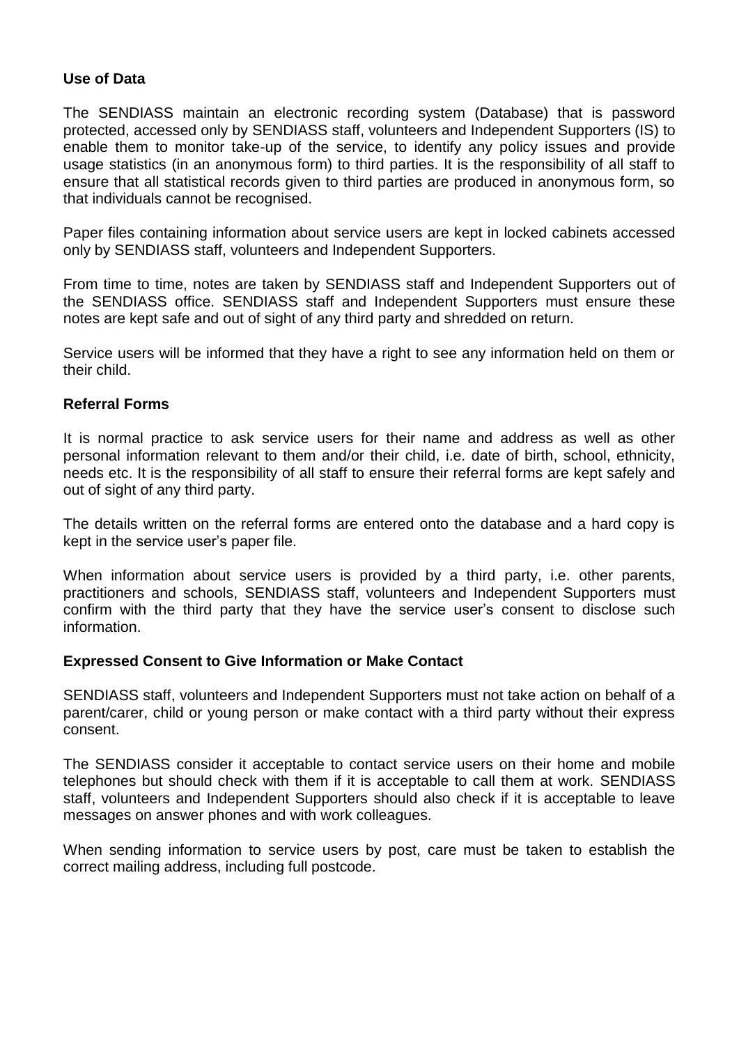**Use of Data**

The SENDIASS maintain an electronic recording system (Database) that is password protected, accessed only by SENDIASS staff, volunteers and Independent Supporters (IS) to enable them to monitor take-up of the service, to identify any policy issues and provide usage statistics (in an anonymous form) to third parties. It is the responsibility of all staff to ensure that all statistical records given to third parties are produced in anonymous form, so that individuals cannot be recognised.

Paper files containing information about service users are kept in locked cabinets accessed only by SENDIASS staff, volunteers and Independent Supporters.

From time to time, notes are taken by SENDIASS staff and Independent Supporters out of the SENDIASS office. SENDIASS staff and Independent Supporters must ensure these notes are kept safe and out of sight of any third party and shredded on return.

Service users will be informed that they have a right to see any information held on them or their child.

**Referral Forms**

It is normal practice to ask service users for their name and address as well as other personal information relevant to them and/or their child, i.e. date of birth, school, ethnicity, needs etc. It is the responsibility of all staff to ensure their referral forms are kept safely and out of sight of any third party.

The details written on the referral forms are entered onto the database and a hard copy is kept in the service user's paper file.

When information about service users is provided by a third party, i.e. other parents, practitioners and schools, SENDIASS staff, volunteers and Independent Supporters must confirm with the third party that they have the service user's consent to disclose such information.

**Expressed Consent to Give Information or Make Contact**

SENDIASS staff, volunteers and Independent Supporters must not take action on behalf of a parent/carer, child or young person or make contact with a third party without their express consent.

The SENDIASS consider it acceptable to contact service users on their home and mobile telephones but should check with them if it is acceptable to call them at work. SENDIASS staff, volunteers and Independent Supporters should also check if it is acceptable to leave messages on answer phones and with work colleagues.

When sending information to service users by post, care must be taken to establish the correct mailing address, including full postcode.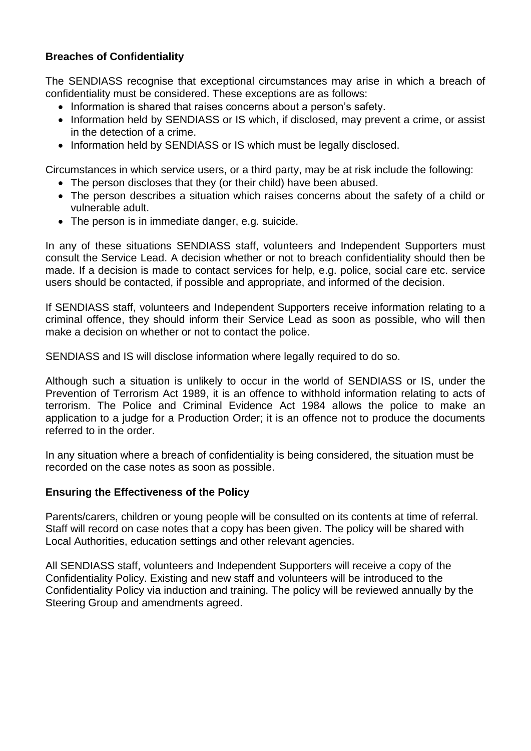**Breaches of Confidentiality**

The SENDIASS recognise that exceptional circumstances may arise in which a breach of confidentiality must be considered. These exceptions are as follows:

- Information is shared that raises concerns about a person's safety.
- Information held by SENDIASS or IS which, if disclosed, may prevent a crime, or assist in the detection of a crime.
- Information held by SENDIASS or IS which must be legally disclosed.

Circumstances in which service users, or a third party, may be at risk include the following:

- The person discloses that they (or their child) have been abused.
- The person describes a situation which raises concerns about the safety of a child or vulnerable adult.
- The person is in immediate danger, e.g. suicide.

In any of these situations SENDIASS staff, volunteers and Independent Supporters must consult the Service Lead. A decision whether or not to breach confidentiality should then be made. If a decision is made to contact services for help, e.g. police, social care etc. service users should be contacted, if possible and appropriate, and informed of the decision.

If SENDIASS staff, volunteers and Independent Supporters receive information relating to a criminal offence, they should inform their Service Lead as soon as possible, who will then make a decision on whether or not to contact the police.

SENDIASS and IS will disclose information where legally required to do so.

Although such a situation is unlikely to occur in the world of SENDIASS or IS, under the Prevention of Terrorism Act 1989, it is an offence to withhold information relating to acts of terrorism. The Police and Criminal Evidence Act 1984 allows the police to make an application to a judge for a Production Order; it is an offence not to produce the documents referred to in the order.

In any situation where a breach of confidentiality is being considered, the situation must be recorded on the case notes as soon as possible.

**Ensuring the Effectiveness of the Policy**

Parents/carers, children or young people will be consulted on its contents at time of referral. Staff will record on case notes that a copy has been given. The policy will be shared with Local Authorities, education settings and other relevant agencies.

All SENDIASS staff, volunteers and Independent Supporters will receive a copy of the Confidentiality Policy. Existing and new staff and volunteers will be introduced to the Confidentiality Policy via induction and training. The policy will be reviewed annually by the Steering Group and amendments agreed.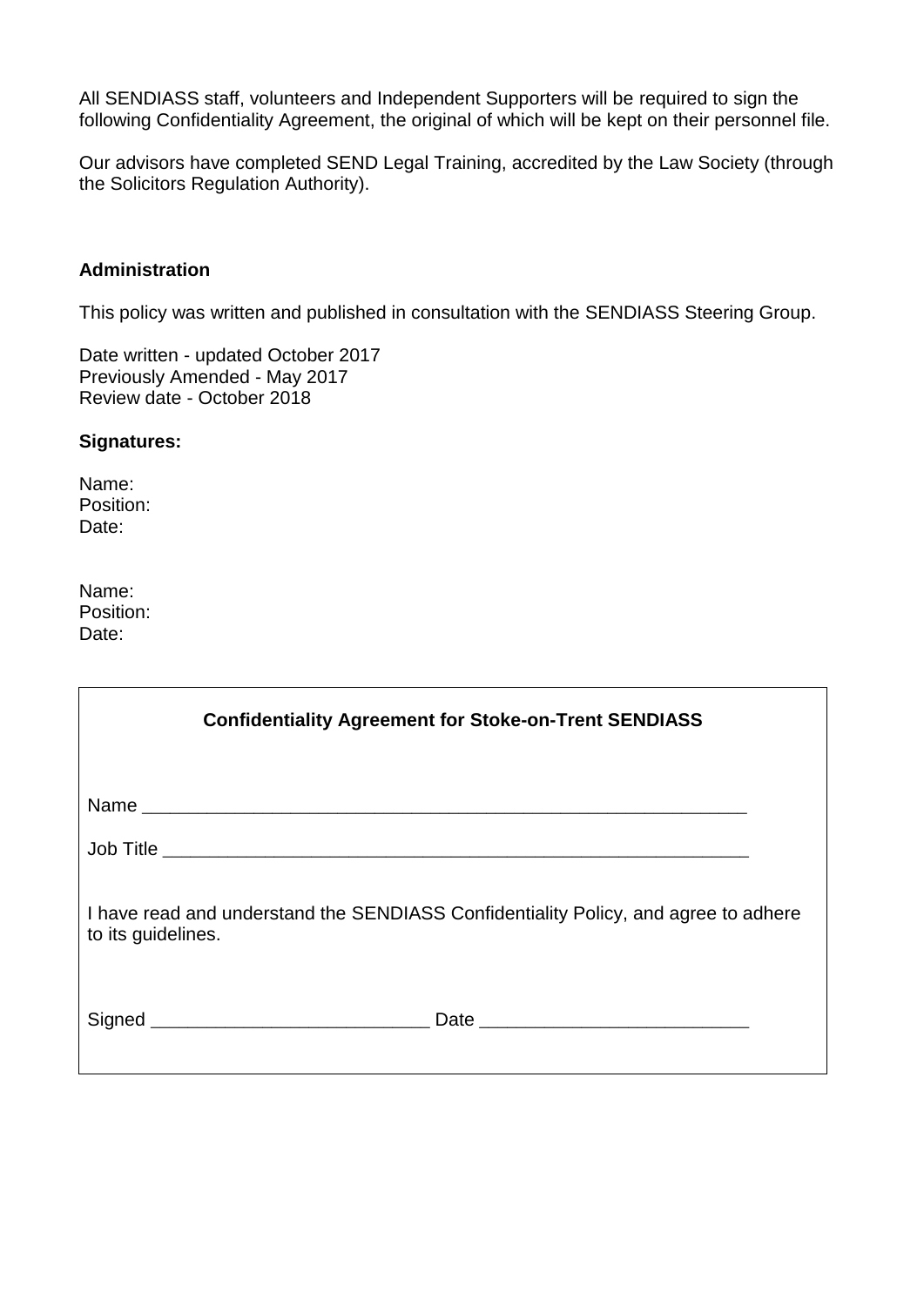All SENDIASS staff, volunteers and Independent Supporters will be required to sign the following Confidentiality Agreement, the original of which will be kept on their personnel file.

Our advisors have completed SEND Legal Training, accredited by the Law Society (through the Solicitors Regulation Authority).

**Administration**

This policy was written and published in consultation with the SENDIASS Steering Group.

Date written - updated October 2017
Previously Amended - May 2017
Review date - October 2018

**Signatures:**

Name:
Position:
Date:

Name:
Position:
Date:

**Confidentiality Agreement for Stoke-on-Trent SENDIASS**

Name ____________________________________________________________

Job Title __________________________________________________________

I have read and understand the SENDIASS Confidentiality Policy, and agree to adhere to its guidelines.

Signed ___________________________ Date __________________________